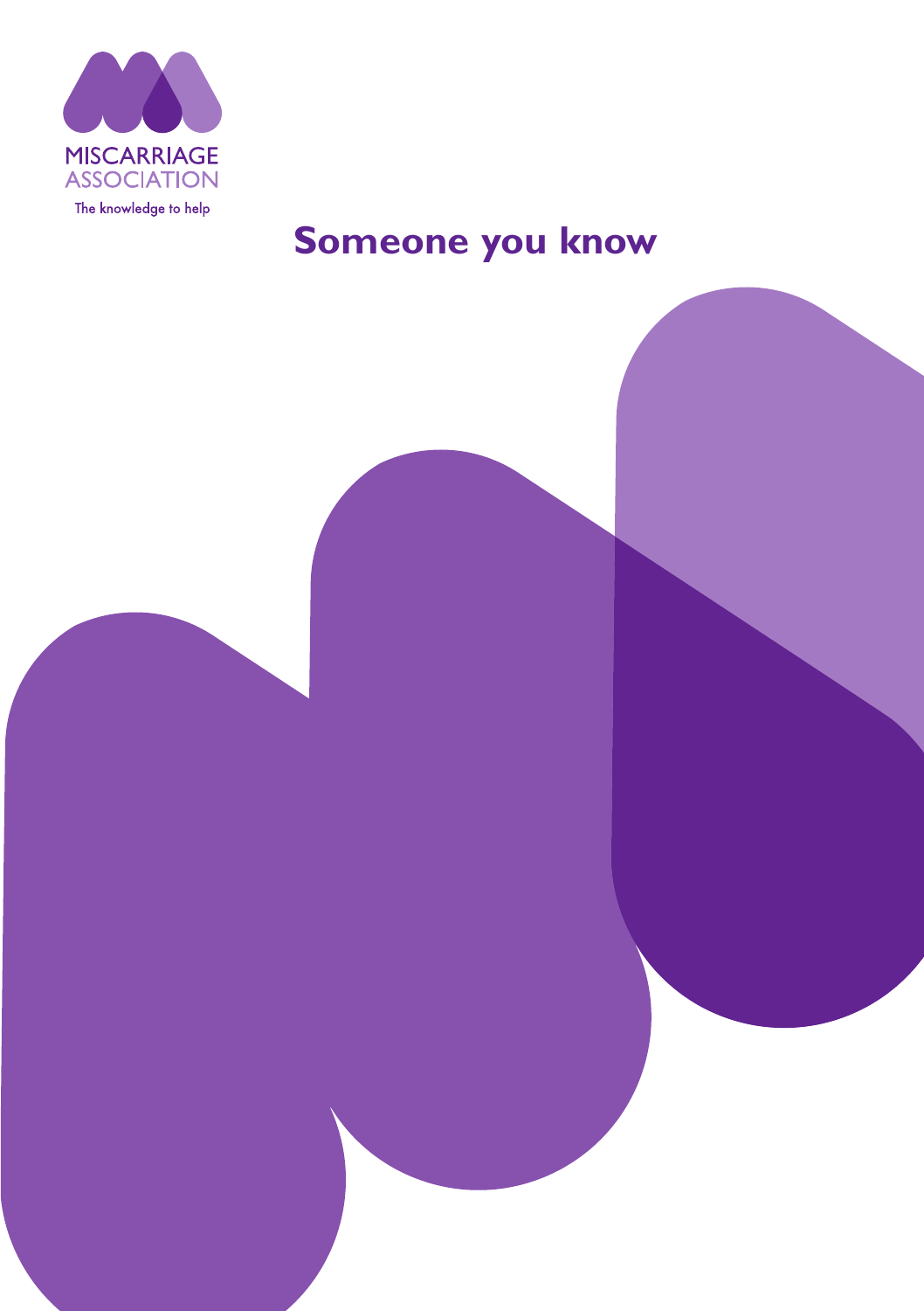MISCARRIAGE ASSOCIATION

The knowledge to help

# Someone you know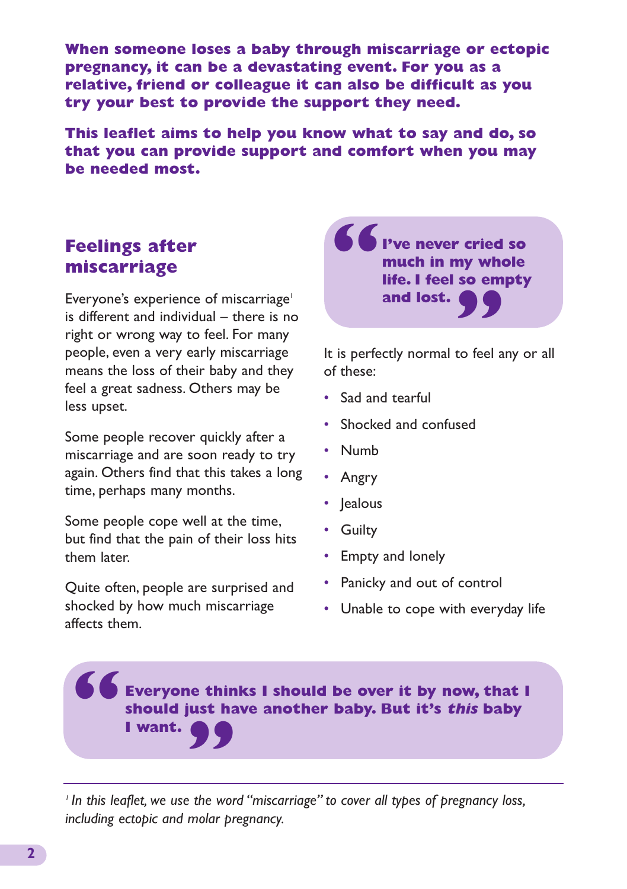**When someone loses a baby through miscarriage or ectopic pregnancy, it can be a devastating event. For you as a relative, friend or colleague it can also be difficult as you try your best to provide the support they need.**

**This leaflet aims to help you know what to say and do, so that you can provide support and comfort when you may be needed most.**

## Feelings after miscarriage

Everyone's experience of miscarriage[1] is different and individual – there is no right or wrong way to feel. For many people, even a very early miscarriage means the loss of their baby and they feel a great sadness. Others may be less upset.

Some people recover quickly after a miscarriage and are soon ready to try again. Others find that this takes a long time, perhaps many months.

Some people cope well at the time, but find that the pain of their loss hits them later.

Quite often, people are surprised and shocked by how much miscarriage affects them.

> **"I've never cried so much in my whole life. I feel so empty and lost."**

It is perfectly normal to feel any or all of these:

- Sad and tearful
- Shocked and confused
- Numb
- Angry
- Jealous
- Guilty
- Empty and lonely
- Panicky and out of control
- Unable to cope with everyday life

> **"Everyone thinks I should be over it by now, that I should just have another baby. But it's *this* baby I want."**

---

[1] *In this leaflet, we use the word "miscarriage" to cover all types of pregnancy loss, including ectopic and molar pregnancy.*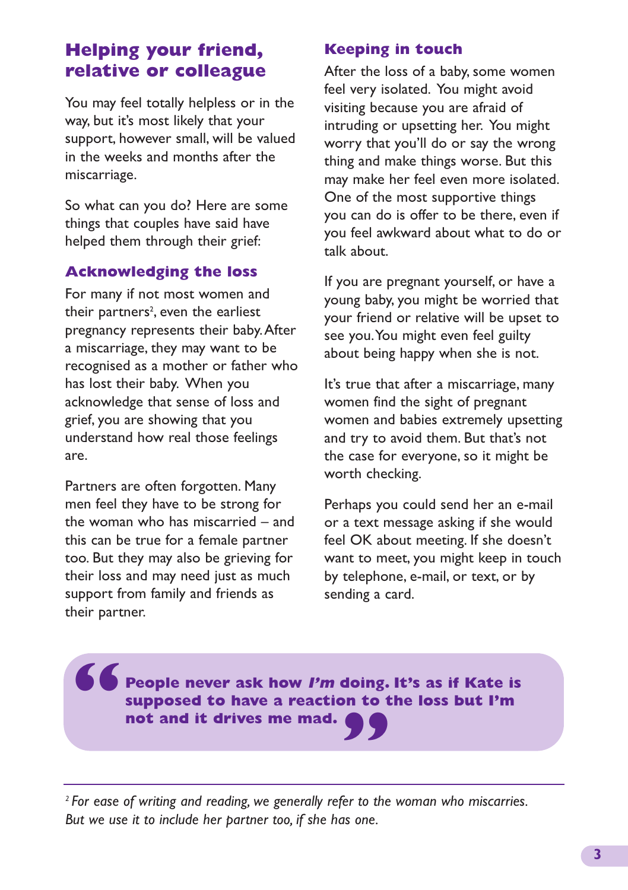## Helping your friend, relative or colleague

You may feel totally helpless or in the way, but it's most likely that your support, however small, will be valued in the weeks and months after the miscarriage.

So what can you do? Here are some things that couples have said have helped them through their grief:

### Acknowledging the loss

For many if not most women and their partners[2], even the earliest pregnancy represents their baby. After a miscarriage, they may want to be recognised as a mother or father who has lost their baby. When you acknowledge that sense of loss and grief, you are showing that you understand how real those feelings are.

Partners are often forgotten. Many men feel they have to be strong for the woman who has miscarried – and this can be true for a female partner too. But they may also be grieving for their loss and may need just as much support from family and friends as their partner.

### Keeping in touch

After the loss of a baby, some women feel very isolated. You might avoid visiting because you are afraid of intruding or upsetting her. You might worry that you'll do or say the wrong thing and make things worse. But this may make her feel even more isolated. One of the most supportive things you can do is offer to be there, even if you feel awkward about what to do or talk about.

If you are pregnant yourself, or have a young baby, you might be worried that your friend or relative will be upset to see you. You might even feel guilty about being happy when she is not.

It's true that after a miscarriage, many women find the sight of pregnant women and babies extremely upsetting and try to avoid them. But that's not the case for everyone, so it might be worth checking.

Perhaps you could send her an e-mail or a text message asking if she would feel OK about meeting. If she doesn't want to meet, you might keep in touch by telephone, e-mail, or text, or by sending a card.

> **“People never ask how *I'm* doing. It's as if Kate is supposed to have a reaction to the loss but I'm not and it drives me mad.”**

---

[2] *For ease of writing and reading, we generally refer to the woman who miscarries. But we use it to include her partner too, if she has one.*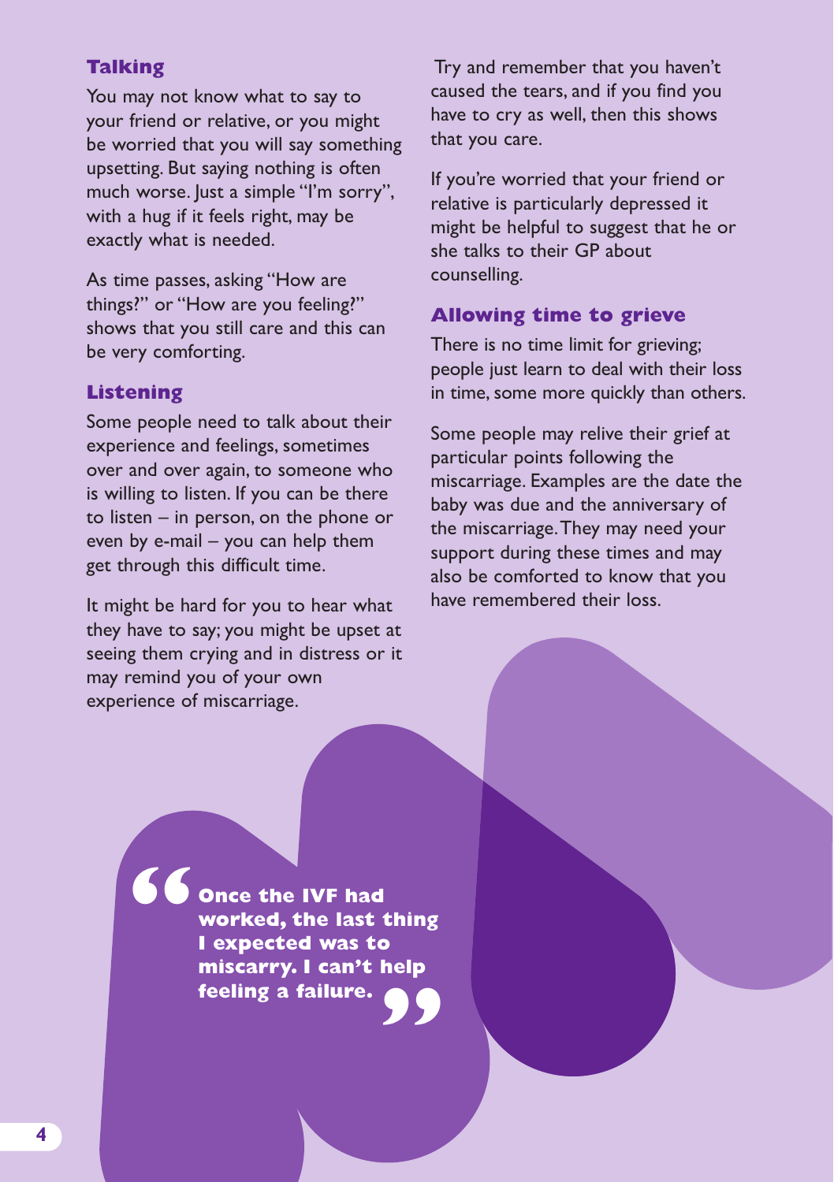## Talking

You may not know what to say to your friend or relative, or you might be worried that you will say something upsetting. But saying nothing is often much worse. Just a simple "I'm sorry", with a hug if it feels right, may be exactly what is needed.

As time passes, asking "How are things?" or "How are you feeling?" shows that you still care and this can be very comforting.

## Listening

Some people need to talk about their experience and feelings, sometimes over and over again, to someone who is willing to listen. If you can be there to listen – in person, on the phone or even by e-mail – you can help them get through this difficult time.

It might be hard for you to hear what they have to say; you might be upset at seeing them crying and in distress or it may remind you of your own experience of miscarriage.

Try and remember that you haven't caused the tears, and if you find you have to cry as well, then this shows that you care.

If you're worried that your friend or relative is particularly depressed it might be helpful to suggest that he or she talks to their GP about counselling.

## Allowing time to grieve

There is no time limit for grieving; people just learn to deal with their loss in time, some more quickly than others.

Some people may relive their grief at particular points following the miscarriage. Examples are the date the baby was due and the anniversary of the miscarriage. They may need your support during these times and may also be comforted to know that you have remembered their loss.

> **"Once the IVF had worked, the last thing I expected was to miscarry. I can't help feeling a failure."**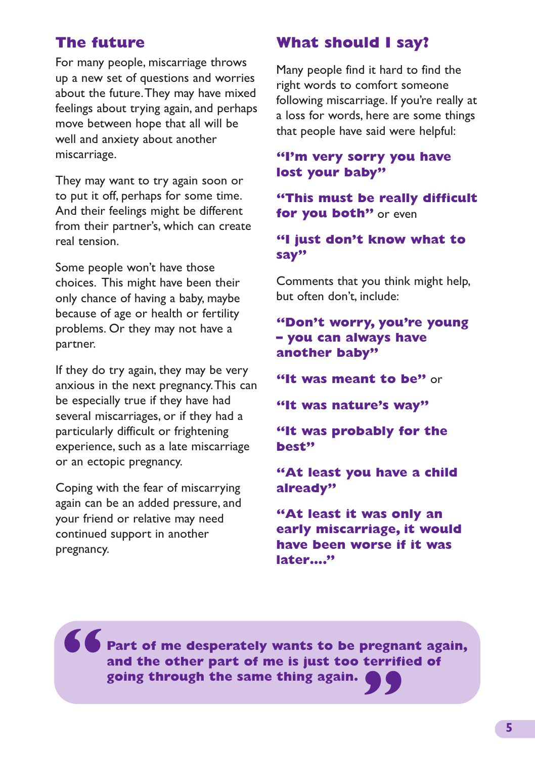## The future

For many people, miscarriage throws up a new set of questions and worries about the future. They may have mixed feelings about trying again, and perhaps move between hope that all will be well and anxiety about another miscarriage.

They may want to try again soon or to put it off, perhaps for some time. And their feelings might be different from their partner's, which can create real tension.

Some people won't have those choices. This might have been their only chance of having a baby, maybe because of age or health or fertility problems. Or they may not have a partner.

If they do try again, they may be very anxious in the next pregnancy. This can be especially true if they have had several miscarriages, or if they had a particularly difficult or frightening experience, such as a late miscarriage or an ectopic pregnancy.

Coping with the fear of miscarrying again can be an added pressure, and your friend or relative may need continued support in another pregnancy.

## What should I say?

Many people find it hard to find the right words to comfort someone following miscarriage. If you're really at a loss for words, here are some things that people have said were helpful:

**"I'm very sorry you have lost your baby"**

**"This must be really difficult for you both"** or even

**"I just don't know what to say"**

Comments that you think might help, but often don't, include:

**"Don't worry, you're young – you can always have another baby"**

**"It was meant to be"** or

**"It was nature's way"**

**"It was probably for the best"**

**"At least you have a child already"**

**"At least it was only an early miscarriage, it would have been worse if it was later...."**

> **"Part of me desperately wants to be pregnant again, and the other part of me is just too terrified of going through the same thing again."**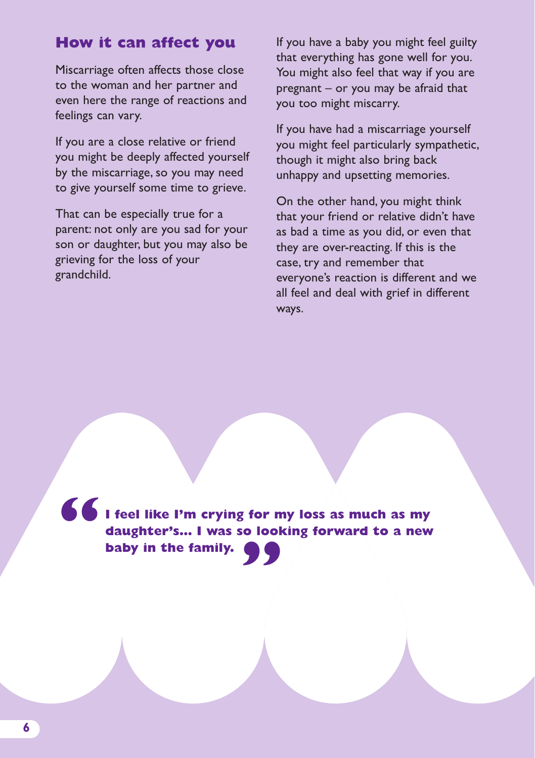## How it can affect you

Miscarriage often affects those close to the woman and her partner and even here the range of reactions and feelings can vary.

If you are a close relative or friend you might be deeply affected yourself by the miscarriage, so you may need to give yourself some time to grieve.

That can be especially true for a parent: not only are you sad for your son or daughter, but you may also be grieving for the loss of your grandchild.

If you have a baby you might feel guilty that everything has gone well for you. You might also feel that way if you are pregnant – or you may be afraid that you too might miscarry.

If you have had a miscarriage yourself you might feel particularly sympathetic, though it might also bring back unhappy and upsetting memories.

On the other hand, you might think that your friend or relative didn't have as bad a time as you did, or even that they are over-reacting. If this is the case, try and remember that everyone's reaction is different and we all feel and deal with grief in different ways.

> **"I feel like I'm crying for my loss as much as my daughter's... I was so looking forward to a new baby in the family."**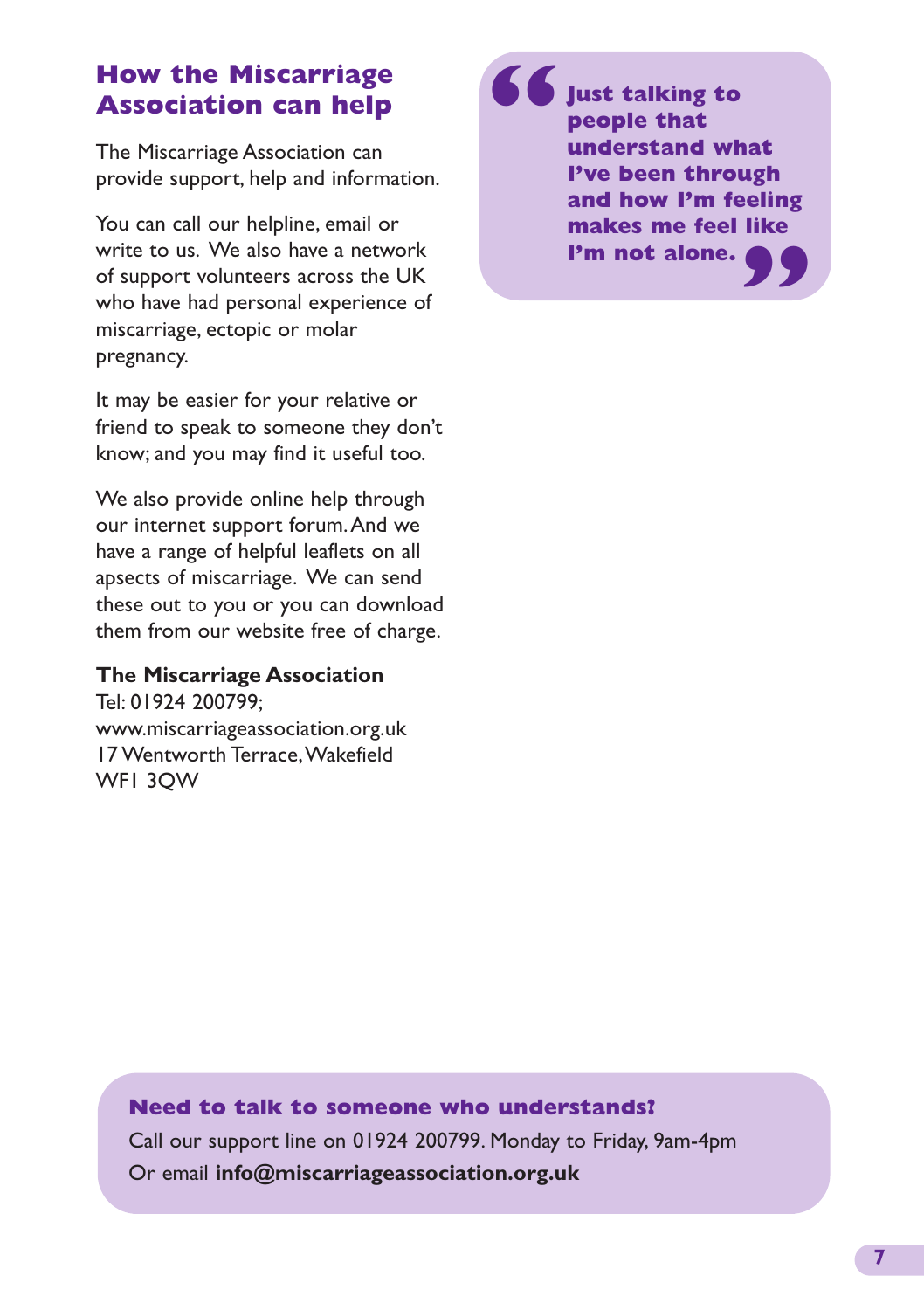## How the Miscarriage Association can help

The Miscarriage Association can provide support, help and information.

You can call our helpline, email or write to us. We also have a network of support volunteers across the UK who have had personal experience of miscarriage, ectopic or molar pregnancy.

It may be easier for your relative or friend to speak to someone they don't know; and you may find it useful too.

We also provide online help through our internet support forum. And we have a range of helpful leaflets on all apsects of miscarriage. We can send these out to you or you can download them from our website free of charge.

**The Miscarriage Association**
Tel: 01924 200799;
www.miscarriageassociation.org.uk
17 Wentworth Terrace, Wakefield
WF1 3QW

> **"Just talking to people that understand what I've been through and how I'm feeling makes me feel like I'm not alone."**

**Need to talk to someone who understands?**
Call our support line on 01924 200799. Monday to Friday, 9am-4pm
Or email **info@miscarriageassociation.org.uk**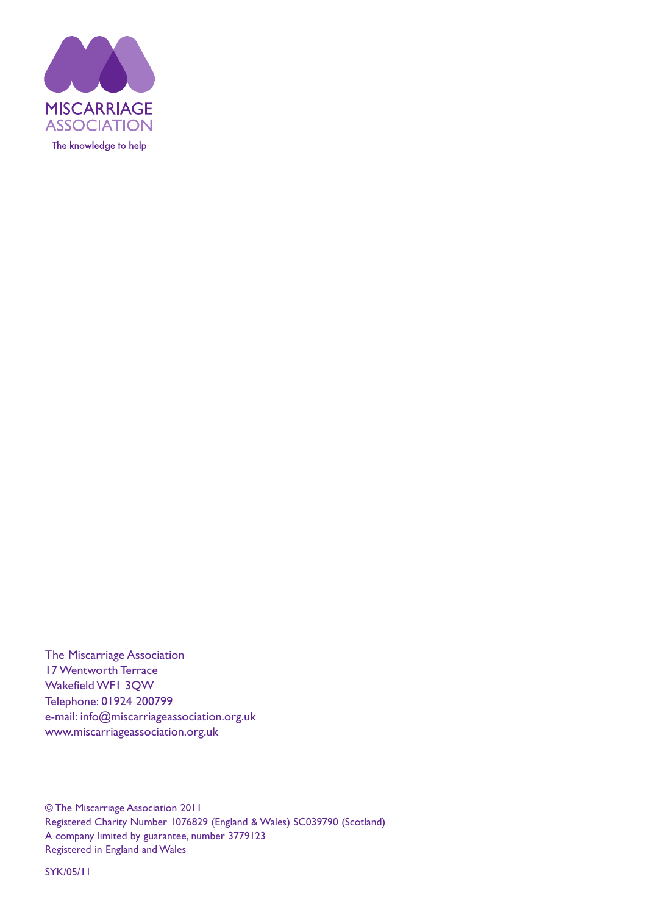MISCARRIAGE
ASSOCIATION
The knowledge to help

The Miscarriage Association
17 Wentworth Terrace
Wakefield WF1 3QW
Telephone: 01924 200799
e-mail: info@miscarriageassociation.org.uk
www.miscarriageassociation.org.uk

© The Miscarriage Association 2011
Registered Charity Number 1076829 (England & Wales) SC039790 (Scotland)
A company limited by guarantee, number 3779123
Registered in England and Wales

SYK/05/11